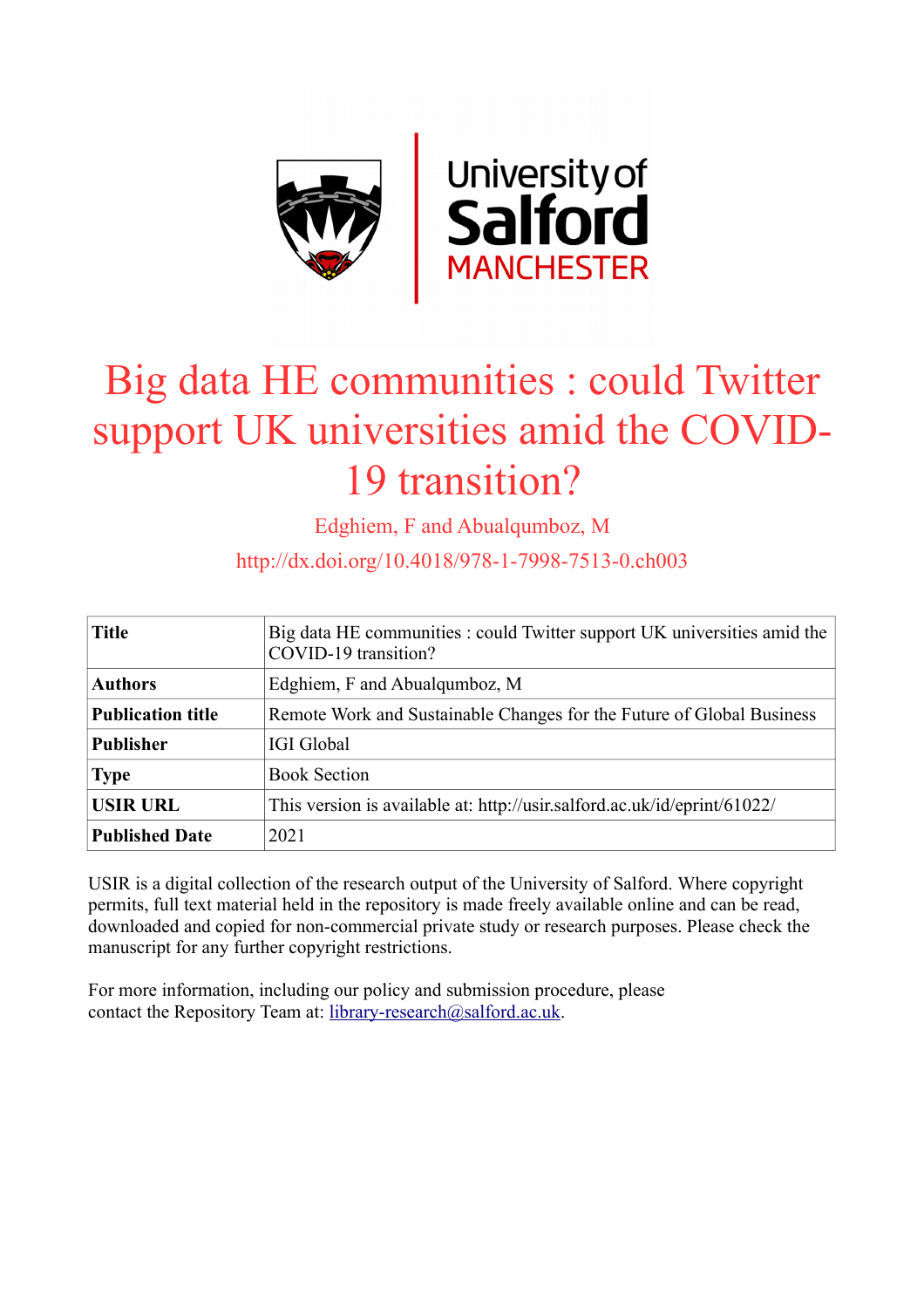# Big data HE communities : could Twitter support UK universities amid the COVID-19 transition?

Edghiem, F and Abualqumboz, M

http://dx.doi.org/10.4018/978-1-7998-7513-0.ch003

| **Title** | Big data HE communities : could Twitter support UK universities amid the COVID-19 transition? |
|---|---|
| **Authors** | Edghiem, F and Abualqumboz, M |
| **Publication title** | Remote Work and Sustainable Changes for the Future of Global Business |
| **Publisher** | IGI Global |
| **Type** | Book Section |
| **USIR URL** | This version is available at: http://usir.salford.ac.uk/id/eprint/61022/ |
| **Published Date** | 2021 |

USIR is a digital collection of the research output of the University of Salford. Where copyright permits, full text material held in the repository is made freely available online and can be read, downloaded and copied for non-commercial private study or research purposes. Please check the manuscript for any further copyright restrictions.

For more information, including our policy and submission procedure, please contact the Repository Team at: library-research@salford.ac.uk.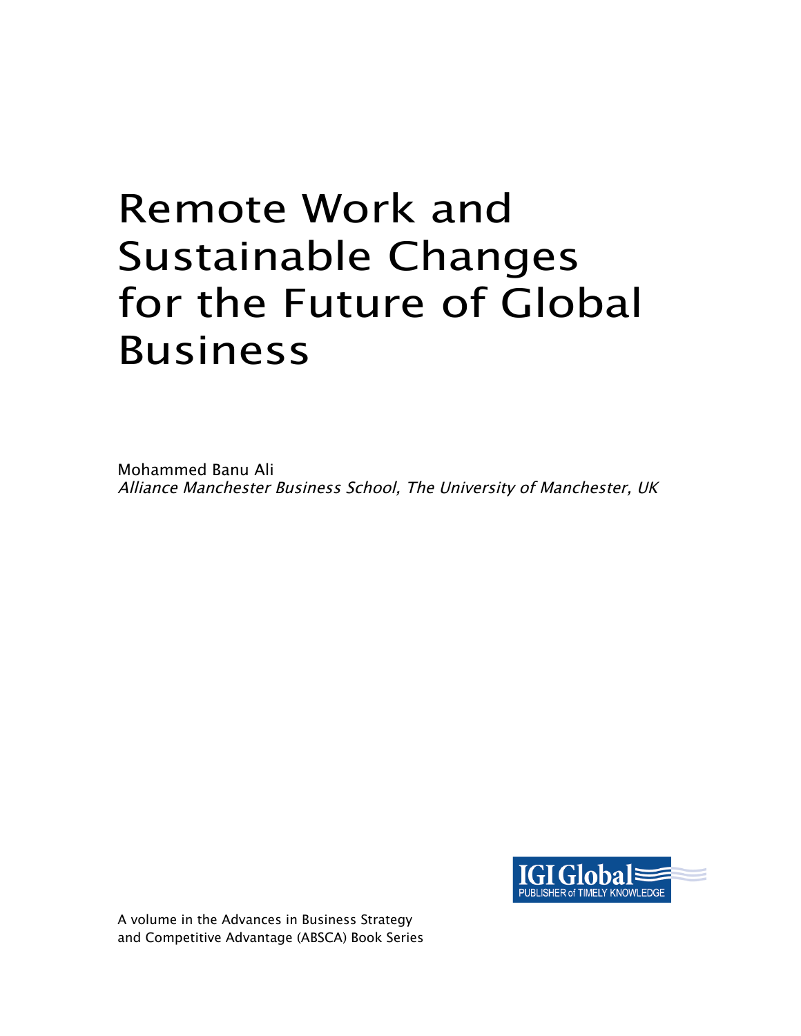# Remote Work and Sustainable Changes for the Future of Global Business

Mohammed Banu Ali
*Alliance Manchester Business School, The University of Manchester, UK*

IGI Global
PUBLISHER of TIMELY KNOWLEDGE

A volume in the Advances in Business Strategy and Competitive Advantage (ABSCA) Book Series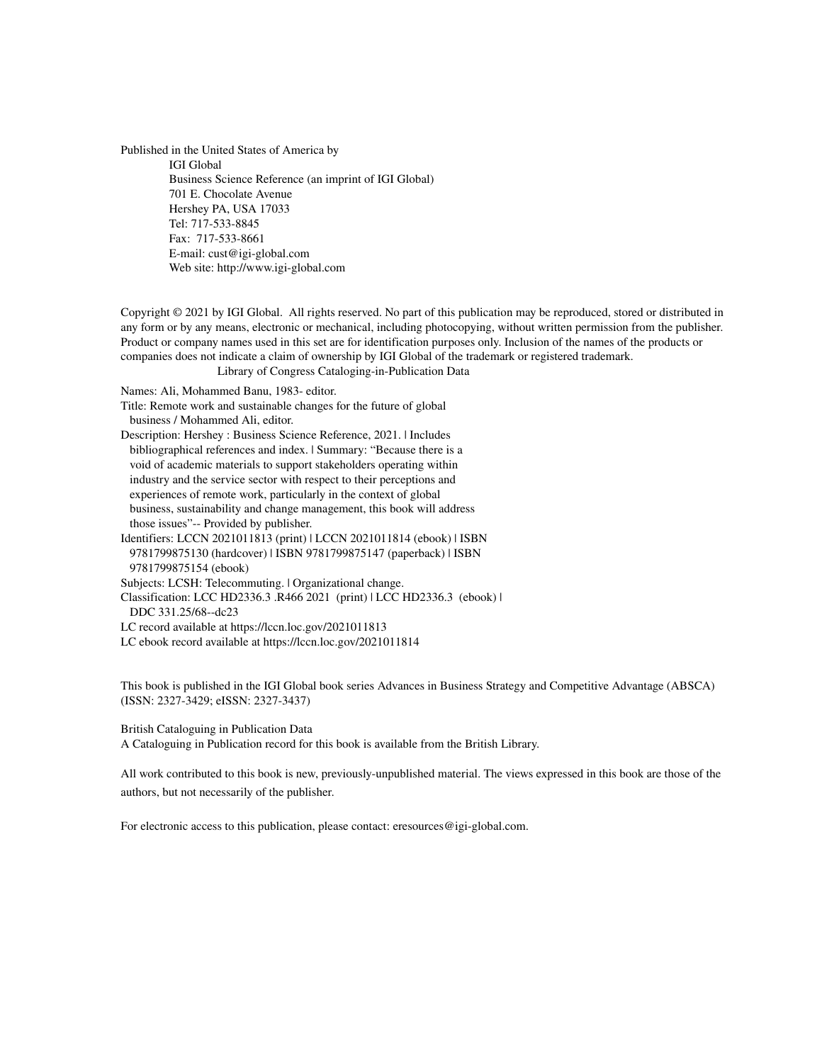Published in the United States of America by
IGI Global
Business Science Reference (an imprint of IGI Global)
701 E. Chocolate Avenue
Hershey PA, USA 17033
Tel: 717-533-8845
Fax: 717-533-8661
E-mail: cust@igi-global.com
Web site: http://www.igi-global.com

Copyright © 2021 by IGI Global. All rights reserved. No part of this publication may be reproduced, stored or distributed in any form or by any means, electronic or mechanical, including photocopying, without written permission from the publisher. Product or company names used in this set are for identification purposes only. Inclusion of the names of the products or companies does not indicate a claim of ownership by IGI Global of the trademark or registered trademark.

Library of Congress Cataloging-in-Publication Data

Names: Ali, Mohammed Banu, 1983- editor.
Title: Remote work and sustainable changes for the future of global business / Mohammed Ali, editor.
Description: Hershey : Business Science Reference, 2021. | Includes bibliographical references and index. | Summary: "Because there is a void of academic materials to support stakeholders operating within industry and the service sector with respect to their perceptions and experiences of remote work, particularly in the context of global business, sustainability and change management, this book will address those issues"-- Provided by publisher.
Identifiers: LCCN 2021011813 (print) | LCCN 2021011814 (ebook) | ISBN 9781799875130 (hardcover) | ISBN 9781799875147 (paperback) | ISBN 9781799875154 (ebook)
Subjects: LCSH: Telecommuting. | Organizational change.
Classification: LCC HD2336.3 .R466 2021 (print) | LCC HD2336.3 (ebook) | DDC 331.25/68--dc23
LC record available at https://lccn.loc.gov/2021011813
LC ebook record available at https://lccn.loc.gov/2021011814

This book is published in the IGI Global book series Advances in Business Strategy and Competitive Advantage (ABSCA) (ISSN: 2327-3429; eISSN: 2327-3437)

British Cataloguing in Publication Data
A Cataloguing in Publication record for this book is available from the British Library.

All work contributed to this book is new, previously-unpublished material. The views expressed in this book are those of the authors, but not necessarily of the publisher.

For electronic access to this publication, please contact: eresources@igi-global.com.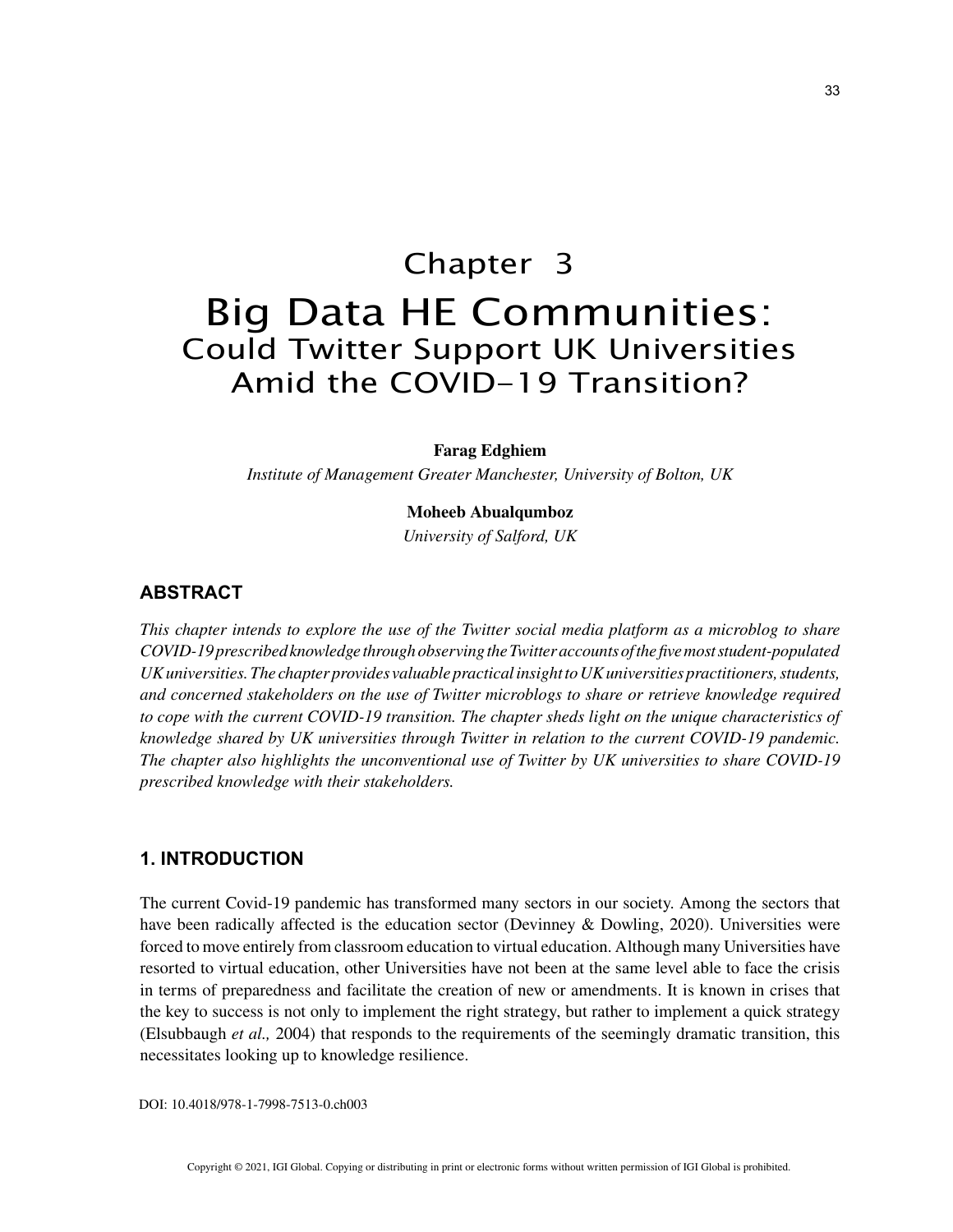# Chapter 3
# Big Data HE Communities:
## Could Twitter Support UK Universities Amid the COVID-19 Transition?

**Farag Edghiem**
*Institute of Management Greater Manchester, University of Bolton, UK*

**Moheeb Abualqumboz**
*University of Salford, UK*

## ABSTRACT

*This chapter intends to explore the use of the Twitter social media platform as a microblog to share COVID-19 prescribed knowledge through observing the Twitter accounts of the five most student-populated UK universities. The chapter provides valuable practical insight to UK universities practitioners, students, and concerned stakeholders on the use of Twitter microblogs to share or retrieve knowledge required to cope with the current COVID-19 transition. The chapter sheds light on the unique characteristics of knowledge shared by UK universities through Twitter in relation to the current COVID-19 pandemic. The chapter also highlights the unconventional use of Twitter by UK universities to share COVID-19 prescribed knowledge with their stakeholders.*

## 1. INTRODUCTION

The current Covid-19 pandemic has transformed many sectors in our society. Among the sectors that have been radically affected is the education sector (Devinney & Dowling, 2020). Universities were forced to move entirely from classroom education to virtual education. Although many Universities have resorted to virtual education, other Universities have not been at the same level able to face the crisis in terms of preparedness and facilitate the creation of new or amendments. It is known in crises that the key to success is not only to implement the right strategy, but rather to implement a quick strategy (Elsubbaugh *et al.,* 2004) that responds to the requirements of the seemingly dramatic transition, this necessitates looking up to knowledge resilience.

DOI: 10.4018/978-1-7998-7513-0.ch003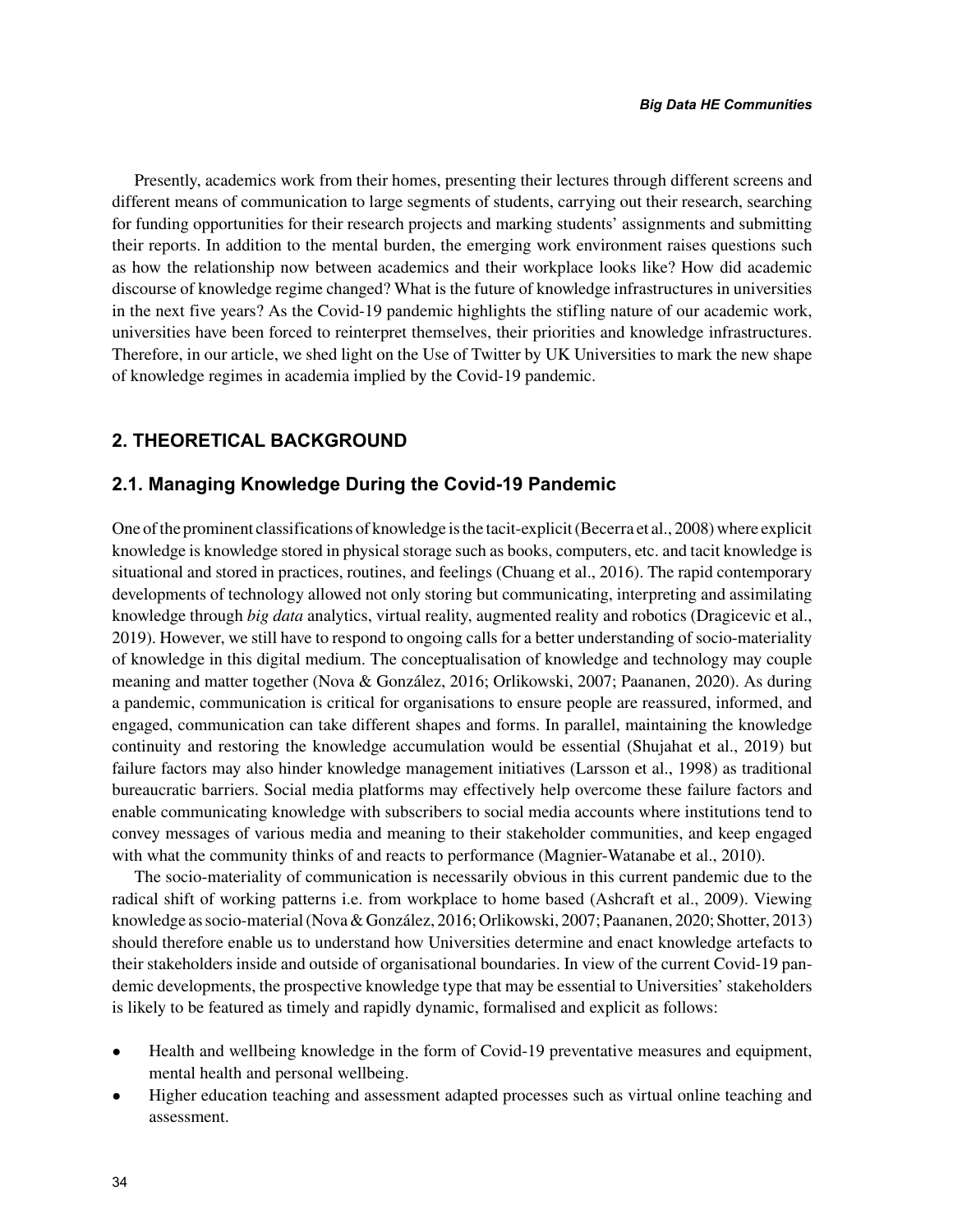Presently, academics work from their homes, presenting their lectures through different screens and different means of communication to large segments of students, carrying out their research, searching for funding opportunities for their research projects and marking students' assignments and submitting their reports. In addition to the mental burden, the emerging work environment raises questions such as how the relationship now between academics and their workplace looks like? How did academic discourse of knowledge regime changed? What is the future of knowledge infrastructures in universities in the next five years? As the Covid-19 pandemic highlights the stifling nature of our academic work, universities have been forced to reinterpret themselves, their priorities and knowledge infrastructures. Therefore, in our article, we shed light on the Use of Twitter by UK Universities to mark the new shape of knowledge regimes in academia implied by the Covid-19 pandemic.

## 2. THEORETICAL BACKGROUND

### 2.1. Managing Knowledge During the Covid-19 Pandemic

One of the prominent classifications of knowledge is the tacit-explicit (Becerra et al., 2008) where explicit knowledge is knowledge stored in physical storage such as books, computers, etc. and tacit knowledge is situational and stored in practices, routines, and feelings (Chuang et al., 2016). The rapid contemporary developments of technology allowed not only storing but communicating, interpreting and assimilating knowledge through *big data* analytics, virtual reality, augmented reality and robotics (Dragicevic et al., 2019). However, we still have to respond to ongoing calls for a better understanding of socio-materiality of knowledge in this digital medium. The conceptualisation of knowledge and technology may couple meaning and matter together (Nova & González, 2016; Orlikowski, 2007; Paananen, 2020). As during a pandemic, communication is critical for organisations to ensure people are reassured, informed, and engaged, communication can take different shapes and forms. In parallel, maintaining the knowledge continuity and restoring the knowledge accumulation would be essential (Shujahat et al., 2019) but failure factors may also hinder knowledge management initiatives (Larsson et al., 1998) as traditional bureaucratic barriers. Social media platforms may effectively help overcome these failure factors and enable communicating knowledge with subscribers to social media accounts where institutions tend to convey messages of various media and meaning to their stakeholder communities, and keep engaged with what the community thinks of and reacts to performance (Magnier-Watanabe et al., 2010).

The socio-materiality of communication is necessarily obvious in this current pandemic due to the radical shift of working patterns i.e. from workplace to home based (Ashcraft et al., 2009). Viewing knowledge as socio-material (Nova & González, 2016; Orlikowski, 2007; Paananen, 2020; Shotter, 2013) should therefore enable us to understand how Universities determine and enact knowledge artefacts to their stakeholders inside and outside of organisational boundaries. In view of the current Covid-19 pandemic developments, the prospective knowledge type that may be essential to Universities' stakeholders is likely to be featured as timely and rapidly dynamic, formalised and explicit as follows:

- Health and wellbeing knowledge in the form of Covid-19 preventative measures and equipment, mental health and personal wellbeing.
- Higher education teaching and assessment adapted processes such as virtual online teaching and assessment.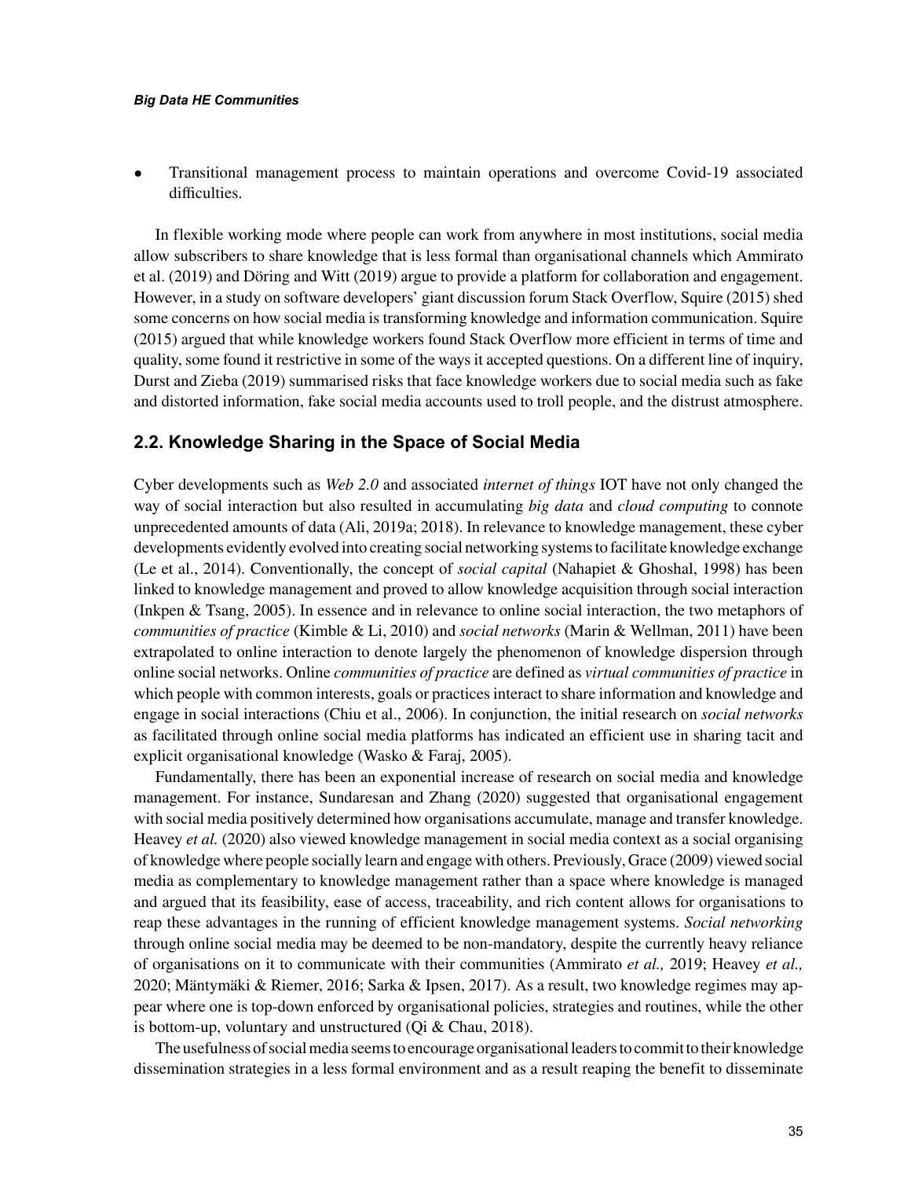- Transitional management process to maintain operations and overcome Covid-19 associated difficulties.

In flexible working mode where people can work from anywhere in most institutions, social media allow subscribers to share knowledge that is less formal than organisational channels which Ammirato et al. (2019) and Döring and Witt (2019) argue to provide a platform for collaboration and engagement. However, in a study on software developers' giant discussion forum Stack Overflow, Squire (2015) shed some concerns on how social media is transforming knowledge and information communication. Squire (2015) argued that while knowledge workers found Stack Overflow more efficient in terms of time and quality, some found it restrictive in some of the ways it accepted questions. On a different line of inquiry, Durst and Zieba (2019) summarised risks that face knowledge workers due to social media such as fake and distorted information, fake social media accounts used to troll people, and the distrust atmosphere.

## 2.2. Knowledge Sharing in the Space of Social Media

Cyber developments such as *Web 2.0* and associated *internet of things* IOT have not only changed the way of social interaction but also resulted in accumulating *big data* and *cloud computing* to connote unprecedented amounts of data (Ali, 2019a; 2018). In relevance to knowledge management, these cyber developments evidently evolved into creating social networking systems to facilitate knowledge exchange (Le et al., 2014). Conventionally, the concept of *social capital* (Nahapiet & Ghoshal, 1998) has been linked to knowledge management and proved to allow knowledge acquisition through social interaction (Inkpen & Tsang, 2005). In essence and in relevance to online social interaction, the two metaphors of *communities of practice* (Kimble & Li, 2010) and *social networks* (Marin & Wellman, 2011) have been extrapolated to online interaction to denote largely the phenomenon of knowledge dispersion through online social networks. Online *communities of practice* are defined as *virtual communities of practice* in which people with common interests, goals or practices interact to share information and knowledge and engage in social interactions (Chiu et al., 2006). In conjunction, the initial research on *social networks* as facilitated through online social media platforms has indicated an efficient use in sharing tacit and explicit organisational knowledge (Wasko & Faraj, 2005).

Fundamentally, there has been an exponential increase of research on social media and knowledge management. For instance, Sundaresan and Zhang (2020) suggested that organisational engagement with social media positively determined how organisations accumulate, manage and transfer knowledge. Heavey *et al.* (2020) also viewed knowledge management in social media context as a social organising of knowledge where people socially learn and engage with others. Previously, Grace (2009) viewed social media as complementary to knowledge management rather than a space where knowledge is managed and argued that its feasibility, ease of access, traceability, and rich content allows for organisations to reap these advantages in the running of efficient knowledge management systems. *Social networking* through online social media may be deemed to be non-mandatory, despite the currently heavy reliance of organisations on it to communicate with their communities (Ammirato *et al.,* 2019; Heavey *et al.,* 2020; Mäntymäki & Riemer, 2016; Sarka & Ipsen, 2017). As a result, two knowledge regimes may appear where one is top-down enforced by organisational policies, strategies and routines, while the other is bottom-up, voluntary and unstructured (Qi & Chau, 2018).

The usefulness of social media seems to encourage organisational leaders to commit to their knowledge dissemination strategies in a less formal environment and as a result reaping the benefit to disseminate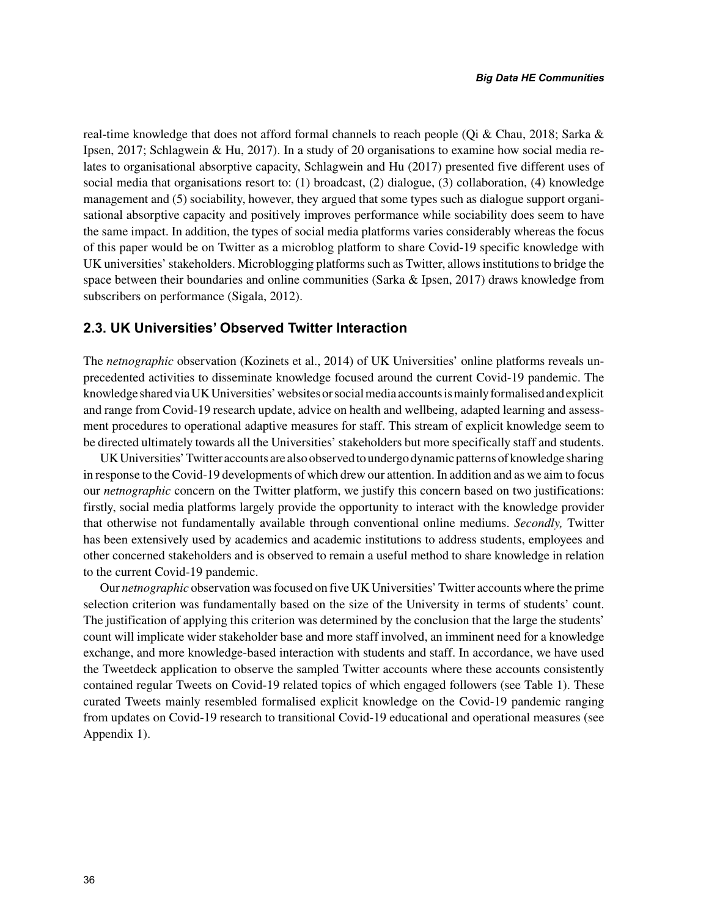real-time knowledge that does not afford formal channels to reach people (Qi & Chau, 2018; Sarka & Ipsen, 2017; Schlagwein & Hu, 2017). In a study of 20 organisations to examine how social media relates to organisational absorptive capacity, Schlagwein and Hu (2017) presented five different uses of social media that organisations resort to: (1) broadcast, (2) dialogue, (3) collaboration, (4) knowledge management and (5) sociability, however, they argued that some types such as dialogue support organisational absorptive capacity and positively improves performance while sociability does seem to have the same impact. In addition, the types of social media platforms varies considerably whereas the focus of this paper would be on Twitter as a microblog platform to share Covid-19 specific knowledge with UK universities' stakeholders. Microblogging platforms such as Twitter, allows institutions to bridge the space between their boundaries and online communities (Sarka & Ipsen, 2017) draws knowledge from subscribers on performance (Sigala, 2012).

## 2.3. UK Universities' Observed Twitter Interaction

The *netnographic* observation (Kozinets et al., 2014) of UK Universities' online platforms reveals unprecedented activities to disseminate knowledge focused around the current Covid-19 pandemic. The knowledge shared via UK Universities' websites or social media accounts is mainly formalised and explicit and range from Covid-19 research update, advice on health and wellbeing, adapted learning and assessment procedures to operational adaptive measures for staff. This stream of explicit knowledge seem to be directed ultimately towards all the Universities' stakeholders but more specifically staff and students.

UK Universities' Twitter accounts are also observed to undergo dynamic patterns of knowledge sharing in response to the Covid-19 developments of which drew our attention. In addition and as we aim to focus our *netnographic* concern on the Twitter platform, we justify this concern based on two justifications: firstly, social media platforms largely provide the opportunity to interact with the knowledge provider that otherwise not fundamentally available through conventional online mediums. *Secondly,* Twitter has been extensively used by academics and academic institutions to address students, employees and other concerned stakeholders and is observed to remain a useful method to share knowledge in relation to the current Covid-19 pandemic.

Our *netnographic* observation was focused on five UK Universities' Twitter accounts where the prime selection criterion was fundamentally based on the size of the University in terms of students' count. The justification of applying this criterion was determined by the conclusion that the large the students' count will implicate wider stakeholder base and more staff involved, an imminent need for a knowledge exchange, and more knowledge-based interaction with students and staff. In accordance, we have used the Tweetdeck application to observe the sampled Twitter accounts where these accounts consistently contained regular Tweets on Covid-19 related topics of which engaged followers (see Table 1). These curated Tweets mainly resembled formalised explicit knowledge on the Covid-19 pandemic ranging from updates on Covid-19 research to transitional Covid-19 educational and operational measures (see Appendix 1).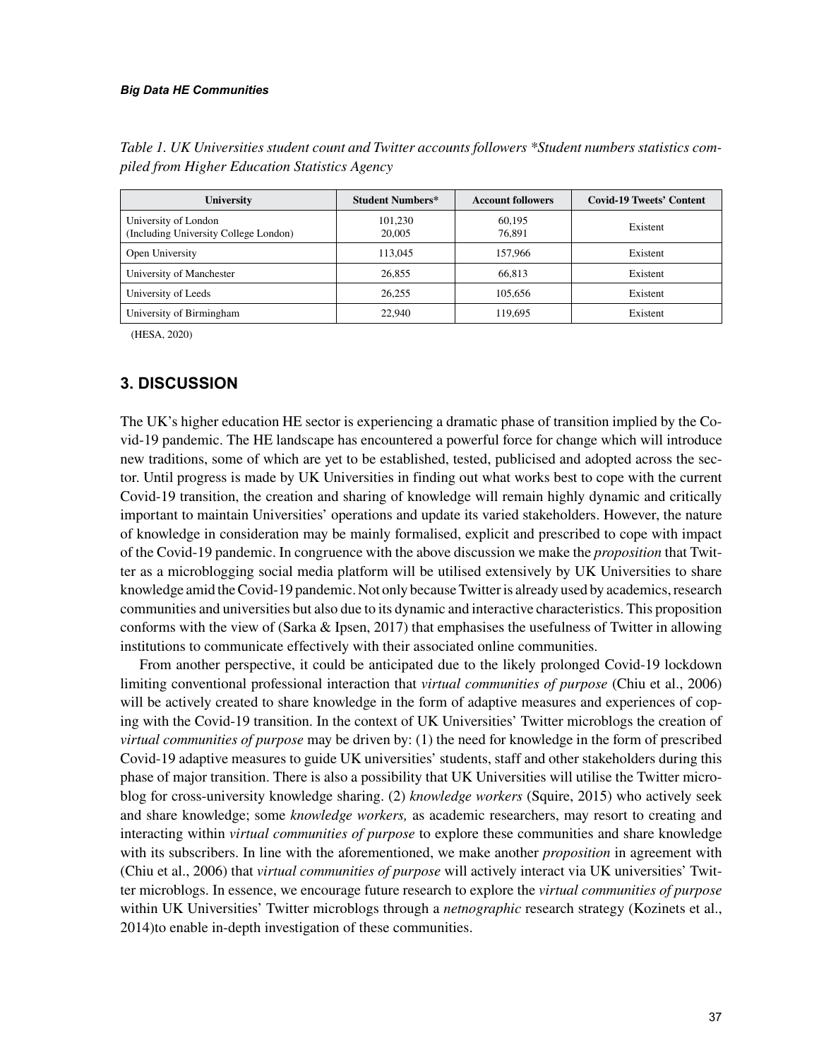*Table 1. UK Universities student count and Twitter accounts followers \*Student numbers statistics compiled from Higher Education Statistics Agency*

| University | Student Numbers* | Account followers | Covid-19 Tweets' Content |
|---|---|---|---|
| University of London<br>(Including University College London) | 101,230<br>20,005 | 60,195<br>76,891 | Existent |
| Open University | 113,045 | 157,966 | Existent |
| University of Manchester | 26,855 | 66,813 | Existent |
| University of Leeds | 26,255 | 105,656 | Existent |
| University of Birmingham | 22,940 | 119,695 | Existent |

(HESA, 2020)

## 3. DISCUSSION

The UK's higher education HE sector is experiencing a dramatic phase of transition implied by the Covid-19 pandemic. The HE landscape has encountered a powerful force for change which will introduce new traditions, some of which are yet to be established, tested, publicised and adopted across the sector. Until progress is made by UK Universities in finding out what works best to cope with the current Covid-19 transition, the creation and sharing of knowledge will remain highly dynamic and critically important to maintain Universities' operations and update its varied stakeholders. However, the nature of knowledge in consideration may be mainly formalised, explicit and prescribed to cope with impact of the Covid-19 pandemic. In congruence with the above discussion we make the *proposition* that Twitter as a microblogging social media platform will be utilised extensively by UK Universities to share knowledge amid the Covid-19 pandemic. Not only because Twitter is already used by academics, research communities and universities but also due to its dynamic and interactive characteristics. This proposition conforms with the view of (Sarka & Ipsen, 2017) that emphasises the usefulness of Twitter in allowing institutions to communicate effectively with their associated online communities.

From another perspective, it could be anticipated due to the likely prolonged Covid-19 lockdown limiting conventional professional interaction that *virtual communities of purpose* (Chiu et al., 2006) will be actively created to share knowledge in the form of adaptive measures and experiences of coping with the Covid-19 transition. In the context of UK Universities' Twitter microblogs the creation of *virtual communities of purpose* may be driven by: (1) the need for knowledge in the form of prescribed Covid-19 adaptive measures to guide UK universities' students, staff and other stakeholders during this phase of major transition. There is also a possibility that UK Universities will utilise the Twitter microblog for cross-university knowledge sharing. (2) *knowledge workers* (Squire, 2015) who actively seek and share knowledge; some *knowledge workers,* as academic researchers, may resort to creating and interacting within *virtual communities of purpose* to explore these communities and share knowledge with its subscribers. In line with the aforementioned, we make another *proposition* in agreement with (Chiu et al., 2006) that *virtual communities of purpose* will actively interact via UK universities' Twitter microblogs. In essence, we encourage future research to explore the *virtual communities of purpose* within UK Universities' Twitter microblogs through a *netnographic* research strategy (Kozinets et al., 2014)to enable in-depth investigation of these communities.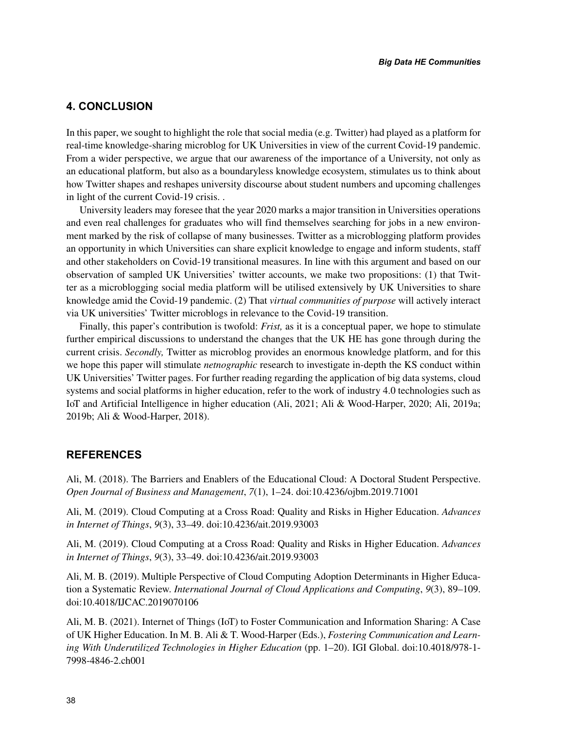## 4. CONCLUSION

In this paper, we sought to highlight the role that social media (e.g. Twitter) had played as a platform for real-time knowledge-sharing microblog for UK Universities in view of the current Covid-19 pandemic. From a wider perspective, we argue that our awareness of the importance of a University, not only as an educational platform, but also as a boundaryless knowledge ecosystem, stimulates us to think about how Twitter shapes and reshapes university discourse about student numbers and upcoming challenges in light of the current Covid-19 crisis. .

University leaders may foresee that the year 2020 marks a major transition in Universities operations and even real challenges for graduates who will find themselves searching for jobs in a new environment marked by the risk of collapse of many businesses. Twitter as a microblogging platform provides an opportunity in which Universities can share explicit knowledge to engage and inform students, staff and other stakeholders on Covid-19 transitional measures. In line with this argument and based on our observation of sampled UK Universities' twitter accounts, we make two propositions: (1) that Twitter as a microblogging social media platform will be utilised extensively by UK Universities to share knowledge amid the Covid-19 pandemic. (2) That *virtual communities of purpose* will actively interact via UK universities' Twitter microblogs in relevance to the Covid-19 transition.

Finally, this paper's contribution is twofold: *Frist,* as it is a conceptual paper, we hope to stimulate further empirical discussions to understand the changes that the UK HE has gone through during the current crisis. *Secondly,* Twitter as microblog provides an enormous knowledge platform, and for this we hope this paper will stimulate *netnographic* research to investigate in-depth the KS conduct within UK Universities' Twitter pages. For further reading regarding the application of big data systems, cloud systems and social platforms in higher education, refer to the work of industry 4.0 technologies such as IoT and Artificial Intelligence in higher education (Ali, 2021; Ali & Wood-Harper, 2020; Ali, 2019a; 2019b; Ali & Wood-Harper, 2018).

## REFERENCES

Ali, M. (2018). The Barriers and Enablers of the Educational Cloud: A Doctoral Student Perspective. *Open Journal of Business and Management*, *7*(1), 1–24. doi:10.4236/ojbm.2019.71001

Ali, M. (2019). Cloud Computing at a Cross Road: Quality and Risks in Higher Education. *Advances in Internet of Things*, *9*(3), 33–49. doi:10.4236/ait.2019.93003

Ali, M. (2019). Cloud Computing at a Cross Road: Quality and Risks in Higher Education. *Advances in Internet of Things*, *9*(3), 33–49. doi:10.4236/ait.2019.93003

Ali, M. B. (2019). Multiple Perspective of Cloud Computing Adoption Determinants in Higher Education a Systematic Review. *International Journal of Cloud Applications and Computing*, *9*(3), 89–109. doi:10.4018/IJCAC.2019070106

Ali, M. B. (2021). Internet of Things (IoT) to Foster Communication and Information Sharing: A Case of UK Higher Education. In M. B. Ali & T. Wood-Harper (Eds.), *Fostering Communication and Learning With Underutilized Technologies in Higher Education* (pp. 1–20). IGI Global. doi:10.4018/978-1-7998-4846-2.ch001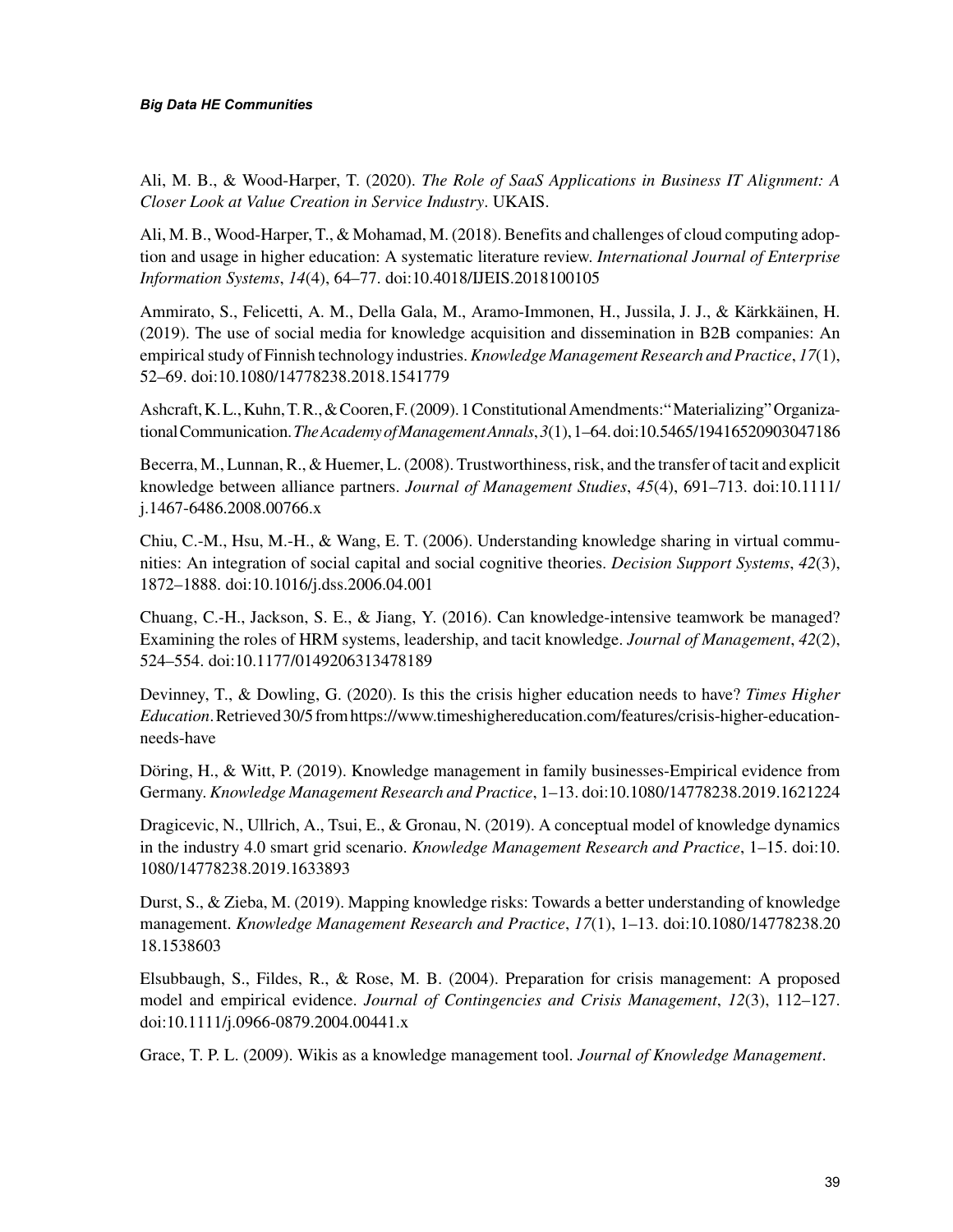Ali, M. B., & Wood-Harper, T. (2020). *The Role of SaaS Applications in Business IT Alignment: A Closer Look at Value Creation in Service Industry*. UKAIS.

Ali, M. B., Wood-Harper, T., & Mohamad, M. (2018). Benefits and challenges of cloud computing adoption and usage in higher education: A systematic literature review. *International Journal of Enterprise Information Systems*, *14*(4), 64–77. doi:10.4018/IJEIS.2018100105

Ammirato, S., Felicetti, A. M., Della Gala, M., Aramo-Immonen, H., Jussila, J. J., & Kärkkäinen, H. (2019). The use of social media for knowledge acquisition and dissemination in B2B companies: An empirical study of Finnish technology industries. *Knowledge Management Research and Practice*, *17*(1), 52–69. doi:10.1080/14778238.2018.1541779

Ashcraft, K. L., Kuhn, T. R., & Cooren, F. (2009). 1 Constitutional Amendments: "Materializing" Organizational Communication. *The Academy of Management Annals*, *3*(1), 1–64. doi:10.5465/19416520903047186

Becerra, M., Lunnan, R., & Huemer, L. (2008). Trustworthiness, risk, and the transfer of tacit and explicit knowledge between alliance partners. *Journal of Management Studies*, *45*(4), 691–713. doi:10.1111/j.1467-6486.2008.00766.x

Chiu, C.-M., Hsu, M.-H., & Wang, E. T. (2006). Understanding knowledge sharing in virtual communities: An integration of social capital and social cognitive theories. *Decision Support Systems*, *42*(3), 1872–1888. doi:10.1016/j.dss.2006.04.001

Chuang, C.-H., Jackson, S. E., & Jiang, Y. (2016). Can knowledge-intensive teamwork be managed? Examining the roles of HRM systems, leadership, and tacit knowledge. *Journal of Management*, *42*(2), 524–554. doi:10.1177/0149206313478189

Devinney, T., & Dowling, G. (2020). Is this the crisis higher education needs to have? *Times Higher Education*. Retrieved 30/5 from https://www.timeshighereducation.com/features/crisis-higher-education-needs-have

Döring, H., & Witt, P. (2019). Knowledge management in family businesses-Empirical evidence from Germany. *Knowledge Management Research and Practice*, 1–13. doi:10.1080/14778238.2019.1621224

Dragicevic, N., Ullrich, A., Tsui, E., & Gronau, N. (2019). A conceptual model of knowledge dynamics in the industry 4.0 smart grid scenario. *Knowledge Management Research and Practice*, 1–15. doi:10.1080/14778238.2019.1633893

Durst, S., & Zieba, M. (2019). Mapping knowledge risks: Towards a better understanding of knowledge management. *Knowledge Management Research and Practice*, *17*(1), 1–13. doi:10.1080/14778238.2018.1538603

Elsubbaugh, S., Fildes, R., & Rose, M. B. (2004). Preparation for crisis management: A proposed model and empirical evidence. *Journal of Contingencies and Crisis Management*, *12*(3), 112–127. doi:10.1111/j.0966-0879.2004.00441.x

Grace, T. P. L. (2009). Wikis as a knowledge management tool. *Journal of Knowledge Management*.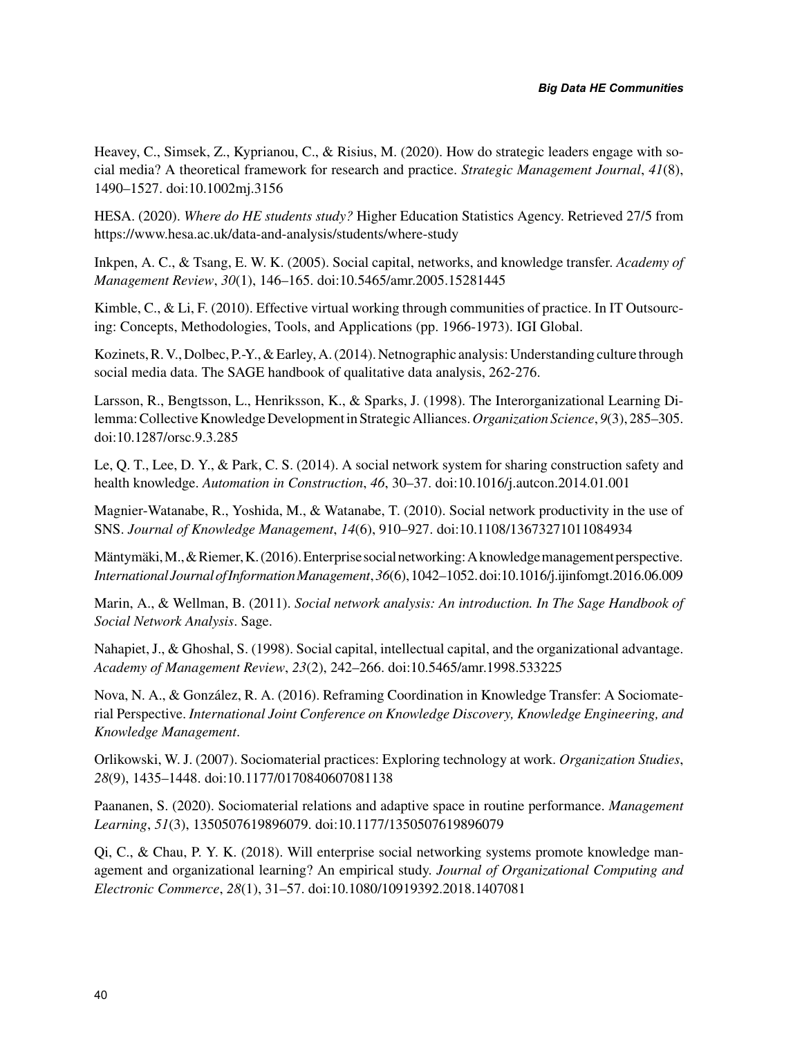Heavey, C., Simsek, Z., Kyprianou, C., & Risius, M. (2020). How do strategic leaders engage with social media? A theoretical framework for research and practice. *Strategic Management Journal*, *41*(8), 1490–1527. doi:10.1002mj.3156

HESA. (2020). *Where do HE students study?* Higher Education Statistics Agency. Retrieved 27/5 from https://www.hesa.ac.uk/data-and-analysis/students/where-study

Inkpen, A. C., & Tsang, E. W. K. (2005). Social capital, networks, and knowledge transfer. *Academy of Management Review*, *30*(1), 146–165. doi:10.5465/amr.2005.15281445

Kimble, C., & Li, F. (2010). Effective virtual working through communities of practice. In IT Outsourcing: Concepts, Methodologies, Tools, and Applications (pp. 1966-1973). IGI Global.

Kozinets, R. V., Dolbec, P.-Y., & Earley, A. (2014). Netnographic analysis: Understanding culture through social media data. The SAGE handbook of qualitative data analysis, 262-276.

Larsson, R., Bengtsson, L., Henriksson, K., & Sparks, J. (1998). The Interorganizational Learning Dilemma: Collective Knowledge Development in Strategic Alliances. *Organization Science*, *9*(3), 285–305. doi:10.1287/orsc.9.3.285

Le, Q. T., Lee, D. Y., & Park, C. S. (2014). A social network system for sharing construction safety and health knowledge. *Automation in Construction*, *46*, 30–37. doi:10.1016/j.autcon.2014.01.001

Magnier-Watanabe, R., Yoshida, M., & Watanabe, T. (2010). Social network productivity in the use of SNS. *Journal of Knowledge Management*, *14*(6), 910–927. doi:10.1108/13673271011084934

Mäntymäki, M., & Riemer, K. (2016). Enterprise social networking: A knowledge management perspective. *International Journal of Information Management*, *36*(6), 1042–1052. doi:10.1016/j.ijinfomgt.2016.06.009

Marin, A., & Wellman, B. (2011). *Social network analysis: An introduction. In The Sage Handbook of Social Network Analysis*. Sage.

Nahapiet, J., & Ghoshal, S. (1998). Social capital, intellectual capital, and the organizational advantage. *Academy of Management Review*, *23*(2), 242–266. doi:10.5465/amr.1998.533225

Nova, N. A., & González, R. A. (2016). Reframing Coordination in Knowledge Transfer: A Sociomaterial Perspective. *International Joint Conference on Knowledge Discovery, Knowledge Engineering, and Knowledge Management*.

Orlikowski, W. J. (2007). Sociomaterial practices: Exploring technology at work. *Organization Studies*, *28*(9), 1435–1448. doi:10.1177/0170840607081138

Paananen, S. (2020). Sociomaterial relations and adaptive space in routine performance. *Management Learning*, *51*(3), 1350507619896079. doi:10.1177/1350507619896079

Qi, C., & Chau, P. Y. K. (2018). Will enterprise social networking systems promote knowledge management and organizational learning? An empirical study. *Journal of Organizational Computing and Electronic Commerce*, *28*(1), 31–57. doi:10.1080/10919392.2018.1407081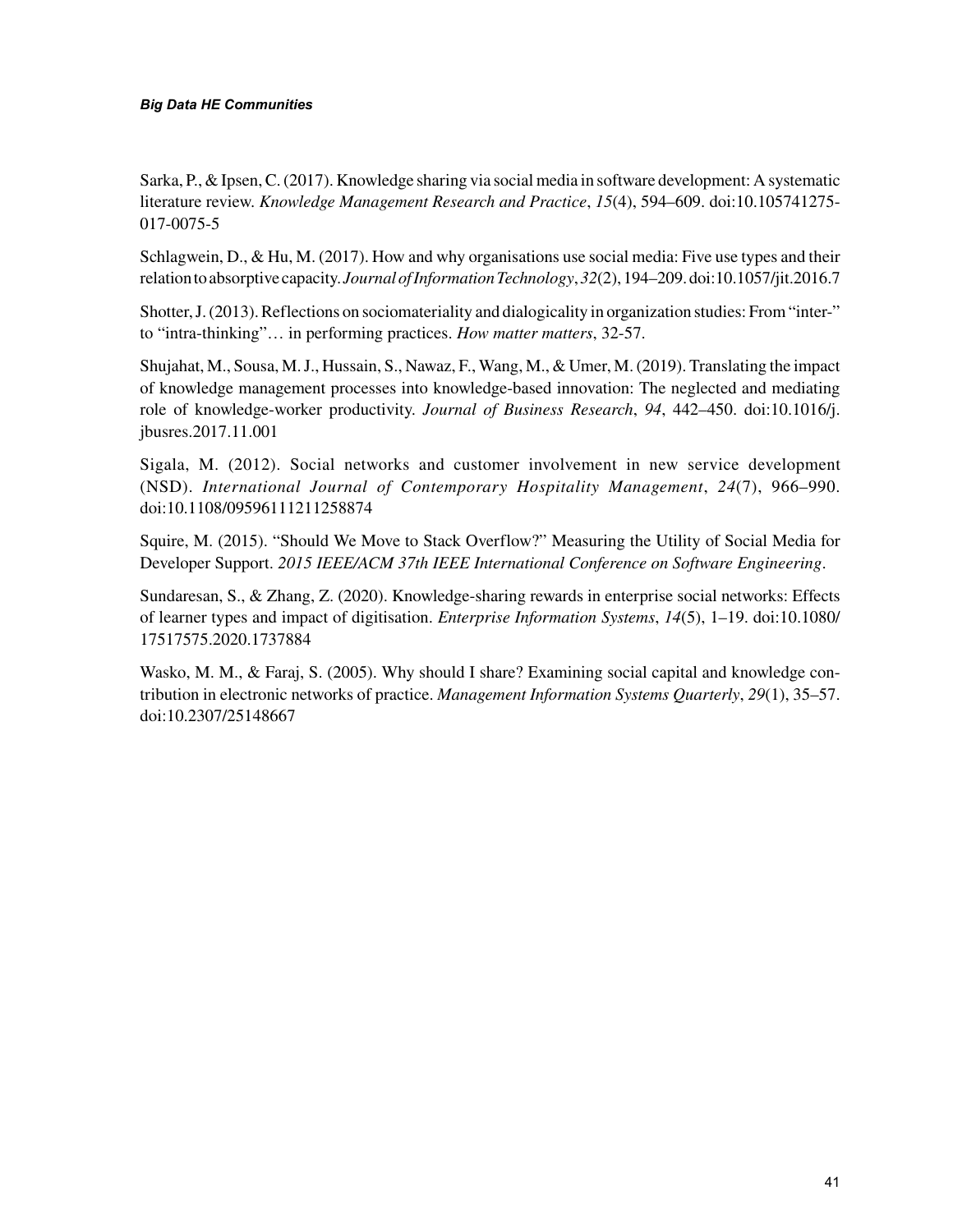Sarka, P., & Ipsen, C. (2017). Knowledge sharing via social media in software development: A systematic literature review. *Knowledge Management Research and Practice*, *15*(4), 594–609. doi:10.105741275-017-0075-5

Schlagwein, D., & Hu, M. (2017). How and why organisations use social media: Five use types and their relation to absorptive capacity. *Journal of Information Technology*, *32*(2), 194–209. doi:10.1057/jit.2016.7

Shotter, J. (2013). Reflections on sociomateriality and dialogicality in organization studies: From "inter-" to "intra-thinking"… in performing practices. *How matter matters*, 32-57.

Shujahat, M., Sousa, M. J., Hussain, S., Nawaz, F., Wang, M., & Umer, M. (2019). Translating the impact of knowledge management processes into knowledge-based innovation: The neglected and mediating role of knowledge-worker productivity. *Journal of Business Research*, *94*, 442–450. doi:10.1016/j.jbusres.2017.11.001

Sigala, M. (2012). Social networks and customer involvement in new service development (NSD). *International Journal of Contemporary Hospitality Management*, *24*(7), 966–990. doi:10.1108/09596111211258874

Squire, M. (2015). "Should We Move to Stack Overflow?" Measuring the Utility of Social Media for Developer Support. *2015 IEEE/ACM 37th IEEE International Conference on Software Engineering*.

Sundaresan, S., & Zhang, Z. (2020). Knowledge-sharing rewards in enterprise social networks: Effects of learner types and impact of digitisation. *Enterprise Information Systems*, *14*(5), 1–19. doi:10.1080/17517575.2020.1737884

Wasko, M. M., & Faraj, S. (2005). Why should I share? Examining social capital and knowledge contribution in electronic networks of practice. *Management Information Systems Quarterly*, *29*(1), 35–57. doi:10.2307/25148667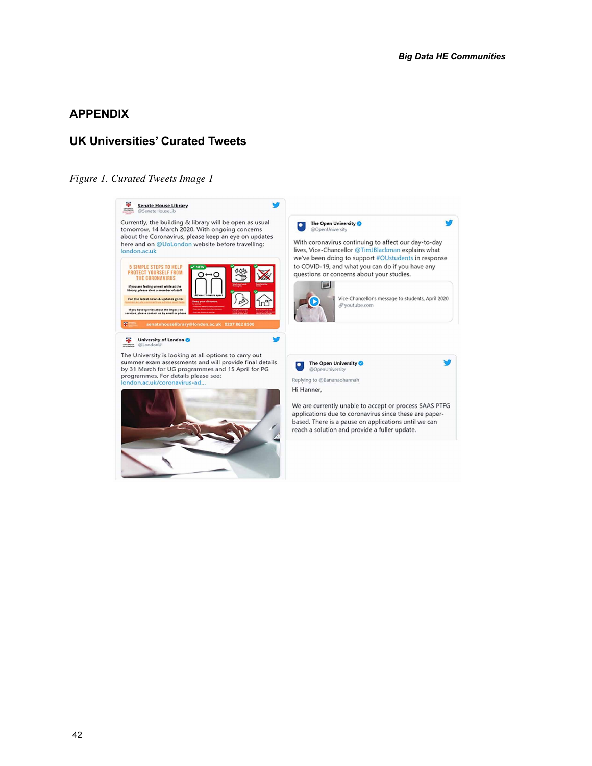## APPENDIX

### UK Universities' Curated Tweets

*Figure 1. Curated Tweets Image 1*

**Senate House Library** @SenateHouseLib

Currently, the building & library will be open as usual tomorrow, 14 March 2020. With ongoing concerns about the Coronavirus, please keep an eye on updates here and on @UoLondon website before travelling: london.ac.uk

**The Open University** @OpenUniversity

With coronavirus continuing to affect our day-to-day lives, Vice-Chancellor @TimJBlackman explains what we've been doing to support #OUstudents in response to COVID-19, and what you can do if you have any questions or concerns about your studies.

Vice-Chancellor's message to students, April 2020
youtube.com

**University of London** @LondonU

The University is looking at all options to carry out summer exam assessments and will provide final details by 31 March for UG programmes and 15 April for PG programmes. For details please see: london.ac.uk/coronavirus-ad...

**The Open University** @OpenUniversity

Replying to @Bananaohannah

Hi Hanner,

We are currently unable to accept or process SAAS PTFG applications due to coronavirus since these are paper-based. There is a pause on applications until we can reach a solution and provide a fuller update.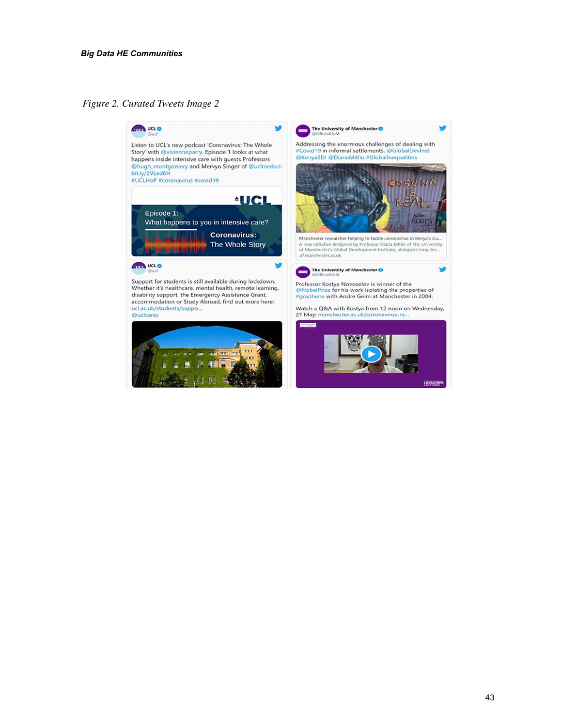*Figure 2. Curated Tweets Image 2*

**UCL** @ucl

Listen to UCL's new podcast 'Coronavirus: The Whole Story' with @vivienneparry. Episode 1 looks at what happens inside intensive care with guests Professors @hugh_montgomery and Mervyn Singer of @uclmedsci: bit.ly/2VLed6H #UCLHoP #coronavirus #covid19

Episode 1: What happens to you in intensive care?

Coronavirus: The Whole Story

**The University of Manchester** @OfficialUoM

Addressing the enormous challenges of dealing with #Covid19 in informal settlements. @GlobalDevInst @KenyaSDI @DianaMitlin #GlobalInequalities

Manchester researcher helping to tackle coronavirus in Kenya's slu...

A new initiative designed by Professor Diana Mitlin of The University of Manchester's Global Development Institute, alongside long-ter...

manchester.ac.uk

**UCL** @ucl

Support for students is still available during lockdown. Whether it's healthcare, mental health, remote learning, disability support, the Emergency Assistance Grant, accommodation or Study Abroad, find out more here: ucl.ac.uk/students/suppo... @uclcares

**The University of Manchester** @OfficialUoM

Professor Kostya Novoselov is winner of the @NobelPrize for his work isolating the properties of #graphene with Andre Geim at Manchester in 2004.

Watch a Q&A with Kostya from 12 noon on Wednesday, 27 May: manchester.ac.uk/coronavirus-re...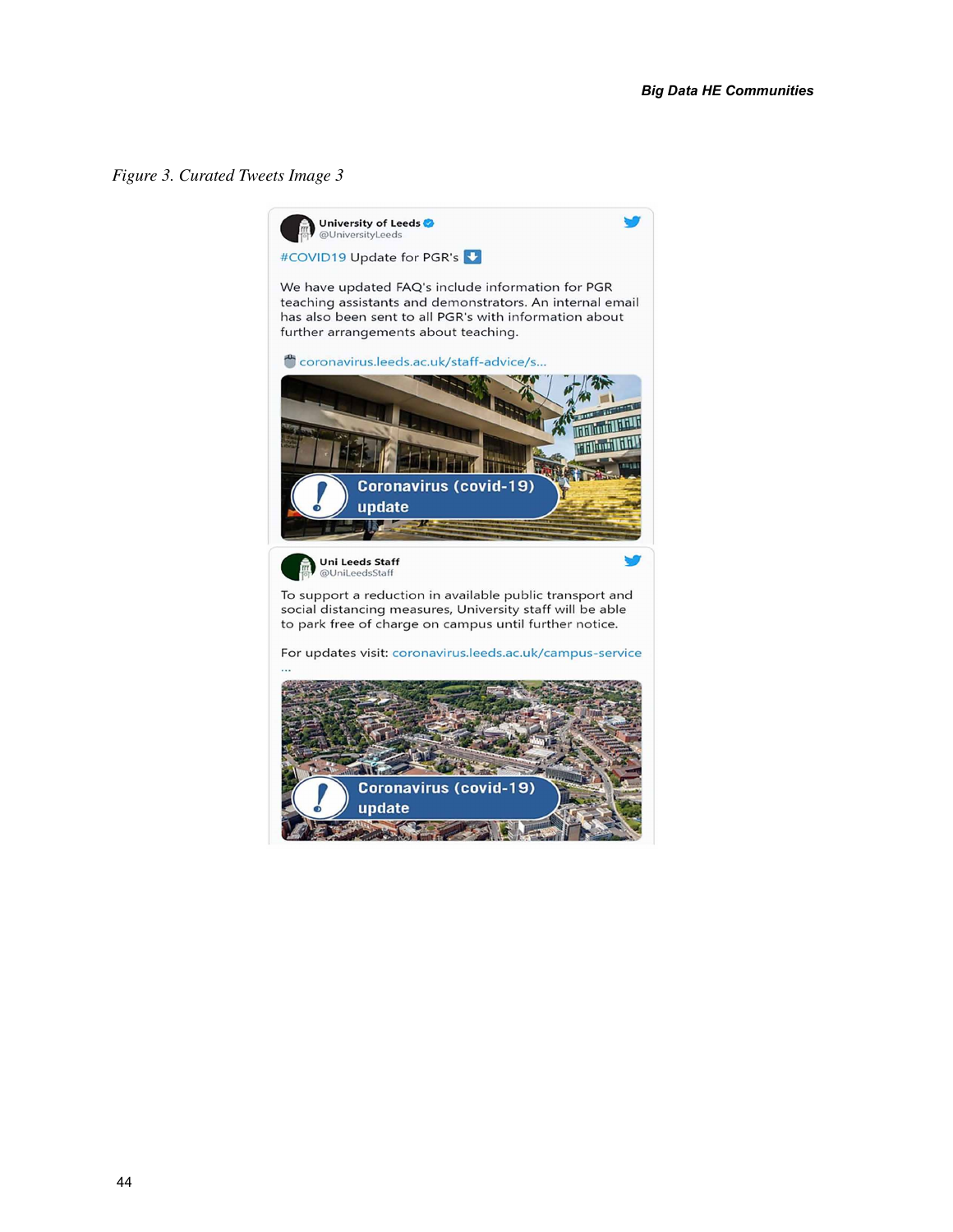*Figure 3. Curated Tweets Image 3*

University of Leeds
@UniversityLeeds

#COVID19 Update for PGR's ⬇️

We have updated FAQ's include information for PGR teaching assistants and demonstrators. An internal email has also been sent to all PGR's with information about further arrangements about teaching.

coronavirus.leeds.ac.uk/staff-advice/s...

Coronavirus (covid-19) update

Uni Leeds Staff
@UniLeedsStaff

To support a reduction in available public transport and social distancing measures, University staff will be able to park free of charge on campus until further notice.

For updates visit: coronavirus.leeds.ac.uk/campus-service ...

Coronavirus (covid-19) update